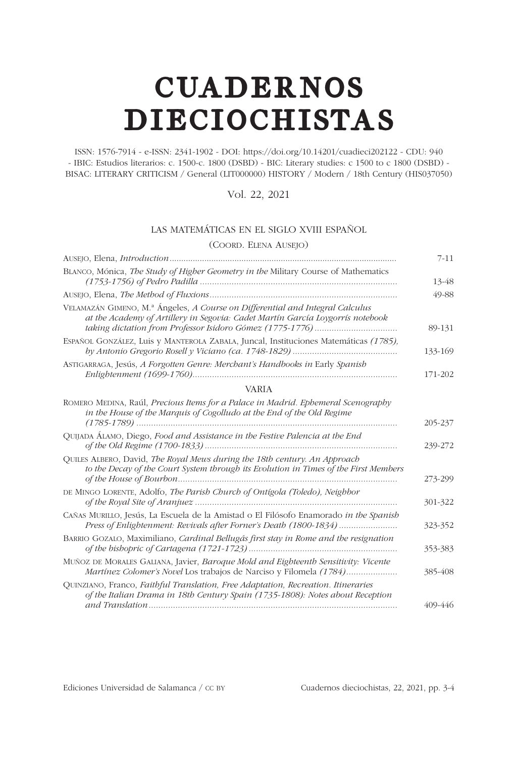# CUADERNOS DIECIOCHISTAS

ISSN: 1576-7914 - e-ISSN: 2341-1902 - DOI: https://doi.org/10.14201/cuadieci202122 - CDU: 940 - IBIC: Estudios literarios: c. 1500-c. 1800 (DSBD) - BIC: Literary studies: c 1500 to c 1800 (DSBD) - BISAC: LITERARY CRITICISM / General (LIT000000) HISTORY / Modern / 18th Century (HIS037050)

Vol. 22, 2021

## LAS MATEMÁTICAS EN EL SIGLO XVIII ESPAÑOL

(COORD. ELENA AUSEJO)

| | |
|---|---|
| AUSEJO, Elena, *Introduction* | 7-11 |
| BLANCO, Mónica, *The Study of Higher Geometry in the* Military Course of Mathematics *(1753-1756) of Pedro Padilla* | 13-48 |
| AUSEJO, Elena, *The Method of Fluxions* | 49-88 |
| VELAMAZÁN GIMENO, M.ª Ángeles, *A Course on Differential and Integral Calculus at the Academy of Artillery in Segovia: Cadet Martín García Loygorri's notebook taking dictation from Professor Isidoro Gómez (1775-1776)* | 89-131 |
| ESPAÑOL GONZÁLEZ, Luis y MANTEROLA ZABALA, Juncal, Instituciones Matemáticas *(1785), by Antonio Gregorio Rosell y Viciano (ca. 1748-1829)* | 133-169 |
| ASTIGARRAGA, Jesús, *A Forgotten Genre: Merchant's Handbooks in* Early *Spanish Enlightenment (1699-1760)* | 171-202 |

## VARIA

| | |
|---|---|
| ROMERO MEDINA, Raúl, *Precious Items for a Palace in Madrid. Ephemeral Scenography in the House of the Marquis of Cogolludo at the End of the Old Regime (1785-1789)* | 205-237 |
| QUIJADA ÁLAMO, Diego, *Food and Assistance in the Festive Palencia at the End of the Old Regime (1700-1833)* | 239-272 |
| QUILES ALBERO, David, *The Royal Mews during the 18th century. An Approach to the Decay of the Court System through its Evolution in Times of the First Members of the House of Bourbon* | 273-299 |
| DE MINGO LORENTE, Adolfo, *The Parish Church of Ontígola (Toledo), Neighbor of the Royal Site of Aranjuez* | 301-322 |
| CAÑAS MURILLO, Jesús, La Escuela de la Amistad o El Filósofo Enamorado *in the Spanish Press of Enlightenment: Revivals after Forner's Death (1800-1834)* | 323-352 |
| BARRIO GOZALO, Maximiliano, *Cardinal Bellugás first stay in Rome and the resignation of the bishopric of Cartagena (1721-1723)* | 353-383 |
| MUÑOZ DE MORALES GALIANA, Javier, *Baroque Mold and Eighteenth Sensitivity: Vicente Martínez Colomer's Novel* Los trabajos de Narciso y Filomela *(1784)* | 385-408 |
| QUINZIANO, Franco, *Faithful Translation, Free Adaptation, Recreation. Itineraries of the Italian Drama in 18th Century Spain (1735-1808): Notes about Reception and Translation* | 409-446 |

Ediciones Universidad de Salamanca / CC BY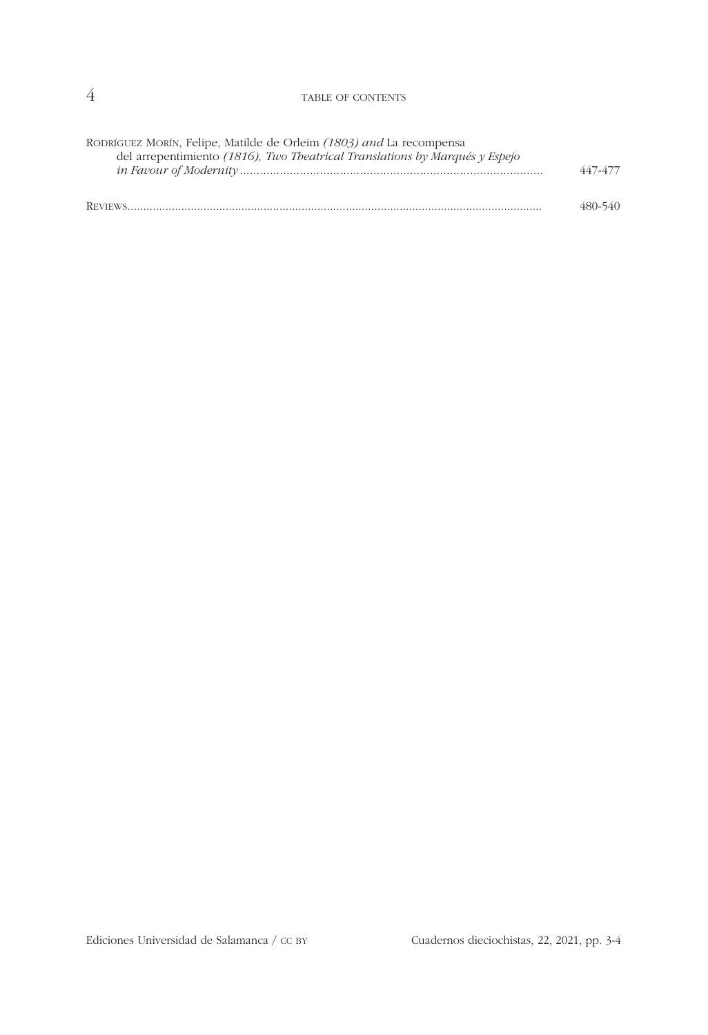Rodríguez Morín, Felipe, Matilde de Orleim *(1803) and* La recompensa del arrepentimiento *(1816), Two Theatrical Translations by Marqués y Espejo in Favour of Modernity* ........................................................................................ 447-477

Reviews................................................................................................................................. 480-540